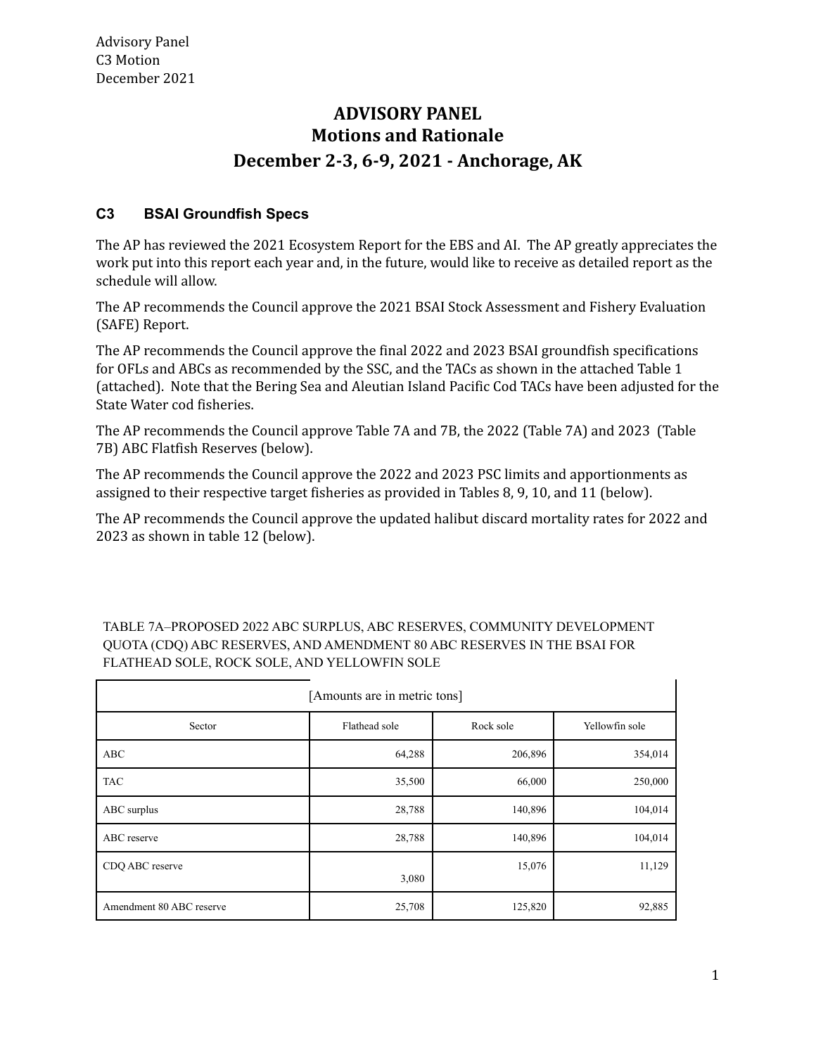Advisory Panel
C3 Motion
December 2021

# ADVISORY PANEL
## Motions and Rationale
## December 2-3, 6-9, 2021 - Anchorage, AK

### C3 BSAI Groundfish Specs

The AP has reviewed the 2021 Ecosystem Report for the EBS and AI. The AP greatly appreciates the work put into this report each year and, in the future, would like to receive as detailed report as the schedule will allow.

The AP recommends the Council approve the 2021 BSAI Stock Assessment and Fishery Evaluation (SAFE) Report.

The AP recommends the Council approve the final 2022 and 2023 BSAI groundfish specifications for OFLs and ABCs as recommended by the SSC, and the TACs as shown in the attached Table 1 (attached). Note that the Bering Sea and Aleutian Island Pacific Cod TACs have been adjusted for the State Water cod fisheries.

The AP recommends the Council approve Table 7A and 7B, the 2022 (Table 7A) and 2023 (Table 7B) ABC Flatfish Reserves (below).

The AP recommends the Council approve the 2022 and 2023 PSC limits and apportionments as assigned to their respective target fisheries as provided in Tables 8, 9, 10, and 11 (below).

The AP recommends the Council approve the updated halibut discard mortality rates for 2022 and 2023 as shown in table 12 (below).

TABLE 7A–PROPOSED 2022 ABC SURPLUS, ABC RESERVES, COMMUNITY DEVELOPMENT QUOTA (CDQ) ABC RESERVES, AND AMENDMENT 80 ABC RESERVES IN THE BSAI FOR FLATHEAD SOLE, ROCK SOLE, AND YELLOWFIN SOLE

[Amounts are in metric tons]

| Sector | Flathead sole | Rock sole | Yellowfin sole |
|---|---|---|---|
| ABC | 64,288 | 206,896 | 354,014 |
| TAC | 35,500 | 66,000 | 250,000 |
| ABC surplus | 28,788 | 140,896 | 104,014 |
| ABC reserve | 28,788 | 140,896 | 104,014 |
| CDQ ABC reserve | 3,080 | 15,076 | 11,129 |
| Amendment 80 ABC reserve | 25,708 | 125,820 | 92,885 |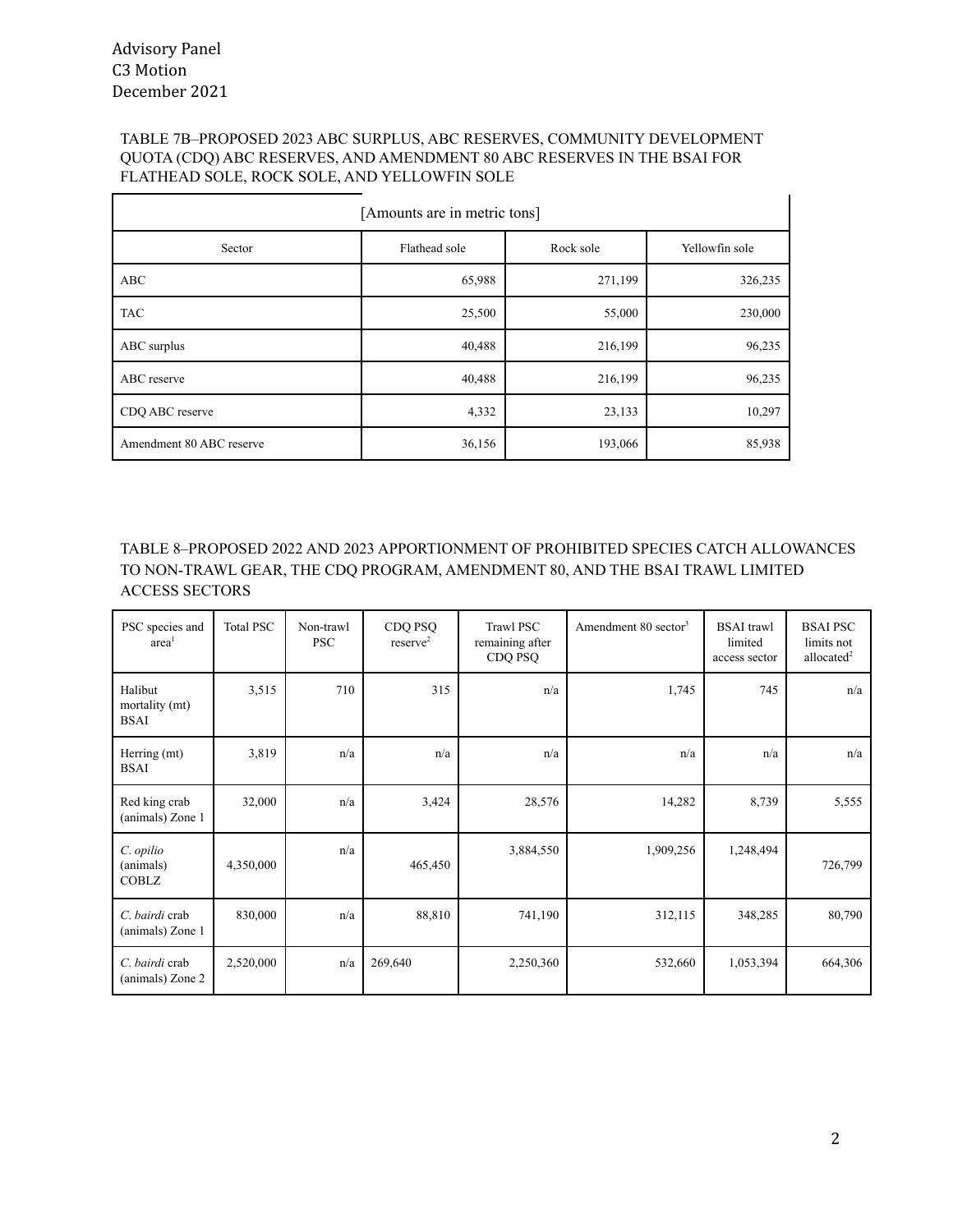Advisory Panel
C3 Motion
December 2021

TABLE 7B–PROPOSED 2023 ABC SURPLUS, ABC RESERVES, COMMUNITY DEVELOPMENT QUOTA (CDQ) ABC RESERVES, AND AMENDMENT 80 ABC RESERVES IN THE BSAI FOR FLATHEAD SOLE, ROCK SOLE, AND YELLOWFIN SOLE

| [Amounts are in metric tons] | | | |
|---|---|---|---|
| Sector | Flathead sole | Rock sole | Yellowfin sole |
| ABC | 65,988 | 271,199 | 326,235 |
| TAC | 25,500 | 55,000 | 230,000 |
| ABC surplus | 40,488 | 216,199 | 96,235 |
| ABC reserve | 40,488 | 216,199 | 96,235 |
| CDQ ABC reserve | 4,332 | 23,133 | 10,297 |
| Amendment 80 ABC reserve | 36,156 | 193,066 | 85,938 |

TABLE 8–PROPOSED 2022 AND 2023 APPORTIONMENT OF PROHIBITED SPECIES CATCH ALLOWANCES TO NON-TRAWL GEAR, THE CDQ PROGRAM, AMENDMENT 80, AND THE BSAI TRAWL LIMITED ACCESS SECTORS

| PSC species and area[1] | Total PSC | Non-trawl PSC | CDQ PSQ reserve[2] | Trawl PSC remaining after CDQ PSQ | Amendment 80 sector[3] | BSAI trawl limited access sector | BSAI PSC limits not allocated[2] |
|---|---|---|---|---|---|---|---|
| Halibut mortality (mt) BSAI | 3,515 | 710 | 315 | n/a | 1,745 | 745 | n/a |
| Herring (mt) BSAI | 3,819 | n/a | n/a | n/a | n/a | n/a | n/a |
| Red king crab (animals) Zone 1 | 32,000 | n/a | 3,424 | 28,576 | 14,282 | 8,739 | 5,555 |
| *C. opilio* (animals) COBLZ | 4,350,000 | n/a | 465,450 | 3,884,550 | 1,909,256 | 1,248,494 | 726,799 |
| *C. bairdi* crab (animals) Zone 1 | 830,000 | n/a | 88,810 | 741,190 | 312,115 | 348,285 | 80,790 |
| *C. bairdi* crab (animals) Zone 2 | 2,520,000 | n/a | 269,640 | 2,250,360 | 532,660 | 1,053,394 | 664,306 |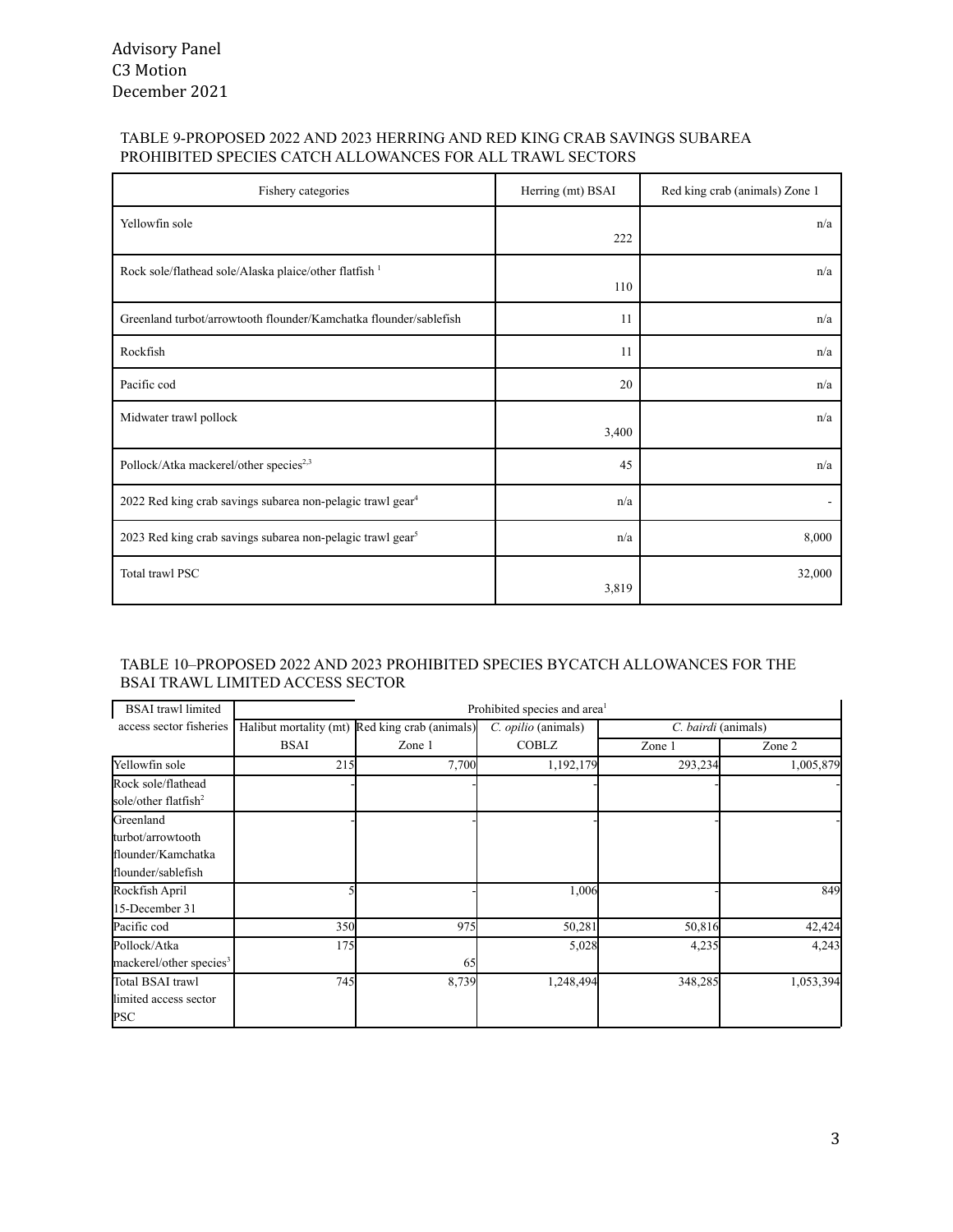Advisory Panel
C3 Motion
December 2021

TABLE 9-PROPOSED 2022 AND 2023 HERRING AND RED KING CRAB SAVINGS SUBAREA PROHIBITED SPECIES CATCH ALLOWANCES FOR ALL TRAWL SECTORS

| Fishery categories | Herring (mt) BSAI | Red king crab (animals) Zone 1 |
|---|---|---|
| Yellowfin sole | 222 | n/a |
| Rock sole/flathead sole/Alaska plaice/other flatfish [1] | 110 | n/a |
| Greenland turbot/arrowtooth flounder/Kamchatka flounder/sablefish | 11 | n/a |
| Rockfish | 11 | n/a |
| Pacific cod | 20 | n/a |
| Midwater trawl pollock | 3,400 | n/a |
| Pollock/Atka mackerel/other species[2,3] | 45 | n/a |
| 2022 Red king crab savings subarea non-pelagic trawl gear[4] | n/a | - |
| 2023 Red king crab savings subarea non-pelagic trawl gear[5] | n/a | 8,000 |
| Total trawl PSC | 3,819 | 32,000 |

TABLE 10–PROPOSED 2022 AND 2023 PROHIBITED SPECIES BYCATCH ALLOWANCES FOR THE BSAI TRAWL LIMITED ACCESS SECTOR

| BSAI trawl limited access sector fisheries | Prohibited species and area[1] | | | | |
|---|---|---|---|---|---|
| | Halibut mortality (mt) | Red king crab (animals) | *C. opilio* (animals) | *C. bairdi* (animals) | |
| | BSAI | Zone 1 | COBLZ | Zone 1 | Zone 2 |
| Yellowfin sole | 215 | 7,700 | 1,192,179 | 293,234 | 1,005,879 |
| Rock sole/flathead sole/other flatfish[2] | - | - | - | - | - |
| Greenland turbot/arrowtooth flounder/Kamchatka flounder/sablefish | - | - | - | - | - |
| Rockfish April 15-December 31 | 5 | - | 1,006 | - | 849 |
| Pacific cod | 350 | 975 | 50,281 | 50,816 | 42,424 |
| Pollock/Atka mackerel/other species[3] | 175 | 65 | 5,028 | 4,235 | 4,243 |
| Total BSAI trawl limited access sector PSC | 745 | 8,739 | 1,248,494 | 348,285 | 1,053,394 |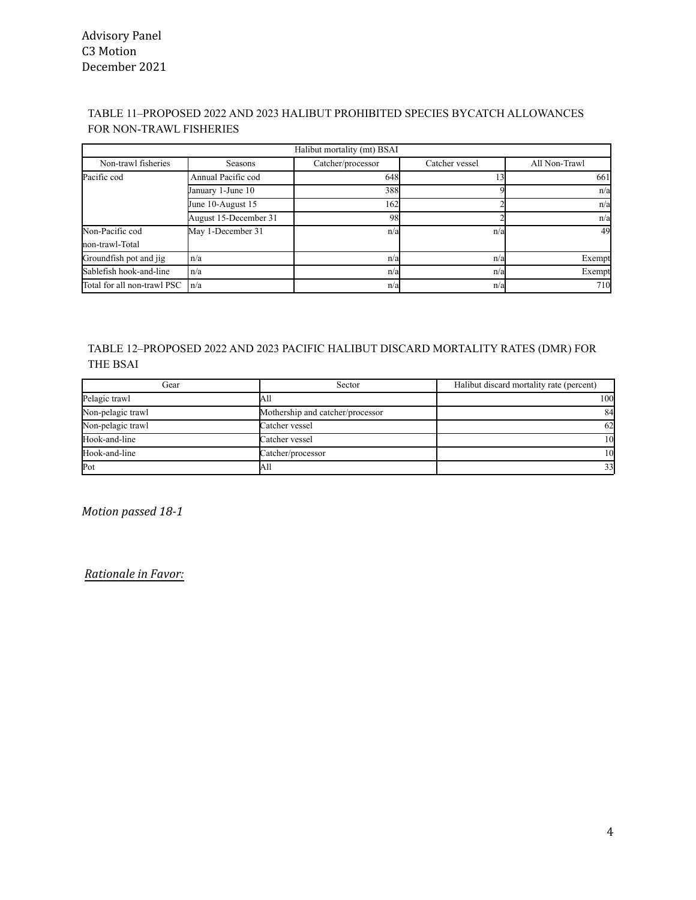TABLE 11–PROPOSED 2022 AND 2023 HALIBUT PROHIBITED SPECIES BYCATCH ALLOWANCES FOR NON-TRAWL FISHERIES

| Halibut mortality (mt) BSAI | | | | |
|---|---|---|---|---|
| Non-trawl fisheries | Seasons | Catcher/processor | Catcher vessel | All Non-Trawl |
| Pacific cod | Annual Pacific cod | 648 | 13 | 661 |
| | January 1-June 10 | 388 | 9 | n/a |
| | June 10-August 15 | 162 | 2 | n/a |
| | August 15-December 31 | 98 | 2 | n/a |
| Non-Pacific cod non-trawl-Total | May 1-December 31 | n/a | n/a | 49 |
| Groundfish pot and jig | n/a | n/a | n/a | Exempt |
| Sablefish hook-and-line | n/a | n/a | n/a | Exempt |
| Total for all non-trawl PSC | n/a | n/a | n/a | 710 |

TABLE 12–PROPOSED 2022 AND 2023 PACIFIC HALIBUT DISCARD MORTALITY RATES (DMR) FOR THE BSAI

| Gear | Sector | Halibut discard mortality rate (percent) |
|---|---|---|
| Pelagic trawl | All | 100 |
| Non-pelagic trawl | Mothership and catcher/processor | 84 |
| Non-pelagic trawl | Catcher vessel | 62 |
| Hook-and-line | Catcher vessel | 10 |
| Hook-and-line | Catcher/processor | 10 |
| Pot | All | 33 |

*Motion passed 18-1*

*Rationale in Favor:*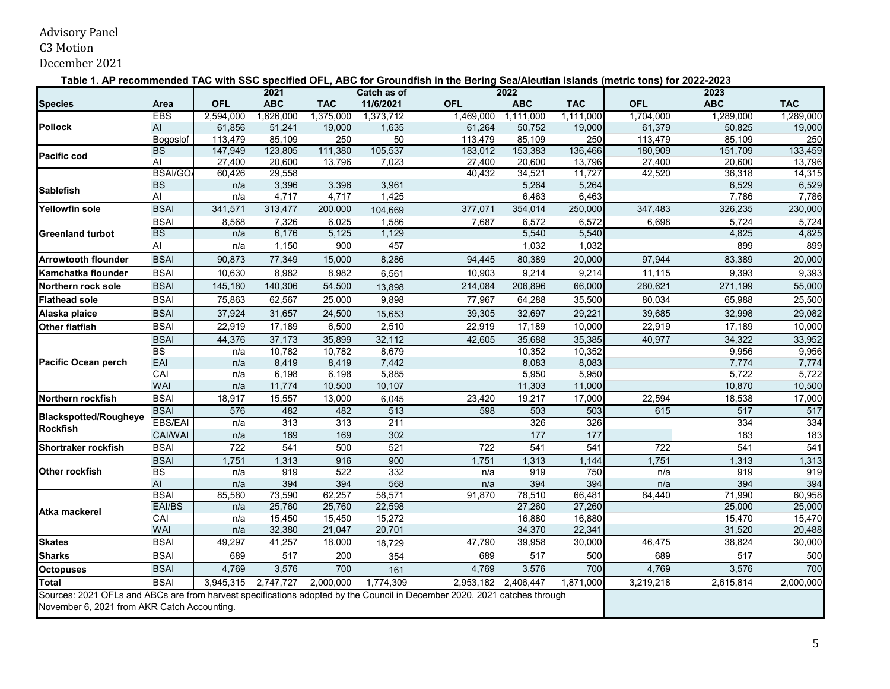Advisory Panel
C3 Motion
December 2021

**Table 1. AP recommended TAC with SSC specified OFL, ABC for Groundfish in the Bering Sea/Aleutian Islands (metric tons) for 2022-2023**

| | | | 2021 | | Catch as of | | 2022 | | | 2023 | |
|---|---|---|---|---|---|---|---|---|---|---|---|
| **Species** | **Area** | **OFL** | **ABC** | **TAC** | **11/6/2021** | **OFL** | **ABC** | **TAC** | **OFL** | **ABC** | **TAC** |
| **Pollock** | EBS | 2,594,000 | 1,626,000 | 1,375,000 | 1,373,712 | 1,469,000 | 1,111,000 | 1,111,000 | 1,704,000 | 1,289,000 | 1,289,000 |
| | AI | 61,856 | 51,241 | 19,000 | 1,635 | 61,264 | 50,752 | 19,000 | 61,379 | 50,825 | 19,000 |
| | Bogoslof | 113,479 | 85,109 | 250 | 50 | 113,479 | 85,109 | 250 | 113,479 | 85,109 | 250 |
| **Pacific cod** | BS | 147,949 | 123,805 | 111,380 | 105,537 | 183,012 | 153,383 | 136,466 | 180,909 | 151,709 | 133,459 |
| | AI | 27,400 | 20,600 | 13,796 | 7,023 | 27,400 | 20,600 | 13,796 | 27,400 | 20,600 | 13,796 |
| **Sablefish** | BSAI/GOA | 60,426 | 29,558 | | | 40,432 | 34,521 | 11,727 | 42,520 | 36,318 | 14,315 |
| | BS | n/a | 3,396 | 3,396 | 3,961 | | 5,264 | 5,264 | | 6,529 | 6,529 |
| | AI | n/a | 4,717 | 4,717 | 1,425 | | 6,463 | 6,463 | | 7,786 | 7,786 |
| **Yellowfin sole** | BSAI | 341,571 | 313,477 | 200,000 | 104,669 | 377,071 | 354,014 | 250,000 | 347,483 | 326,235 | 230,000 |
| **Greenland turbot** | BSAI | 8,568 | 7,326 | 6,025 | 1,586 | 7,687 | 6,572 | 6,572 | 6,698 | 5,724 | 5,724 |
| | BS | n/a | 6,176 | 5,125 | 1,129 | | 5,540 | 5,540 | | 4,825 | 4,825 |
| | AI | n/a | 1,150 | 900 | 457 | | 1,032 | 1,032 | | 899 | 899 |
| **Arrowtooth flounder** | BSAI | 90,873 | 77,349 | 15,000 | 8,286 | 94,445 | 80,389 | 20,000 | 97,944 | 83,389 | 20,000 |
| **Kamchatka flounder** | BSAI | 10,630 | 8,982 | 8,982 | 6,561 | 10,903 | 9,214 | 9,214 | 11,115 | 9,393 | 9,393 |
| **Northern rock sole** | BSAI | 145,180 | 140,306 | 54,500 | 13,898 | 214,084 | 206,896 | 66,000 | 280,621 | 271,199 | 55,000 |
| **Flathead sole** | BSAI | 75,863 | 62,567 | 25,000 | 9,898 | 77,967 | 64,288 | 35,500 | 80,034 | 65,988 | 25,500 |
| **Alaska plaice** | BSAI | 37,924 | 31,657 | 24,500 | 15,653 | 39,305 | 32,697 | 29,221 | 39,685 | 32,998 | 29,082 |
| **Other flatfish** | BSAI | 22,919 | 17,189 | 6,500 | 2,510 | 22,919 | 17,189 | 10,000 | 22,919 | 17,189 | 10,000 |
| **Pacific Ocean perch** | BSAI | 44,376 | 37,173 | 35,899 | 32,112 | 42,605 | 35,688 | 35,385 | 40,977 | 34,322 | 33,952 |
| | BS | n/a | 10,782 | 10,782 | 8,679 | | 10,352 | 10,352 | | 9,956 | 9,956 |
| | EAI | n/a | 8,419 | 8,419 | 7,442 | | 8,083 | 8,083 | | 7,774 | 7,774 |
| | CAI | n/a | 6,198 | 6,198 | 5,885 | | 5,950 | 5,950 | | 5,722 | 5,722 |
| | WAI | n/a | 11,774 | 10,500 | 10,107 | | 11,303 | 11,000 | | 10,870 | 10,500 |
| **Northern rockfish** | BSAI | 18,917 | 15,557 | 13,000 | 6,045 | 23,420 | 19,217 | 17,000 | 22,594 | 18,538 | 17,000 |
| **Blackspotted/Rougheye Rockfish** | BSAI | 576 | 482 | 482 | 513 | 598 | 503 | 503 | 615 | 517 | 517 |
| | EBS/EAI | n/a | 313 | 313 | 211 | | 326 | 326 | | 334 | 334 |
| | CAI/WAI | n/a | 169 | 169 | 302 | | 177 | 177 | | 183 | 183 |
| **Shortraker rockfish** | BSAI | 722 | 541 | 500 | 521 | 722 | 541 | 541 | 722 | 541 | 541 |
| **Other rockfish** | BSAI | 1,751 | 1,313 | 916 | 900 | 1,751 | 1,313 | 1,144 | 1,751 | 1,313 | 1,313 |
| | BS | n/a | 919 | 522 | 332 | n/a | 919 | 750 | n/a | 919 | 919 |
| | AI | n/a | 394 | 394 | 568 | n/a | 394 | 394 | n/a | 394 | 394 |
| **Atka mackerel** | BSAI | 85,580 | 73,590 | 62,257 | 58,571 | 91,870 | 78,510 | 66,481 | 84,440 | 71,990 | 60,958 |
| | EAI/BS | n/a | 25,760 | 25,760 | 22,598 | | 27,260 | 27,260 | | 25,000 | 25,000 |
| | CAI | n/a | 15,450 | 15,450 | 15,272 | | 16,880 | 16,880 | | 15,470 | 15,470 |
| | WAI | n/a | 32,380 | 21,047 | 20,701 | | 34,370 | 22,341 | | 31,520 | 20,488 |
| **Skates** | BSAI | 49,297 | 41,257 | 18,000 | 18,729 | 47,790 | 39,958 | 30,000 | 46,475 | 38,824 | 30,000 |
| **Sharks** | BSAI | 689 | 517 | 200 | 354 | 689 | 517 | 500 | 689 | 517 | 500 |
| **Octopuses** | BSAI | 4,769 | 3,576 | 700 | 161 | 4,769 | 3,576 | 700 | 4,769 | 3,576 | 700 |
| **Total** | BSAI | 3,945,315 | 2,747,727 | 2,000,000 | 1,774,309 | 2,953,182 | 2,406,447 | 1,871,000 | 3,219,218 | 2,615,814 | 2,000,000 |

Sources: 2021 OFLs and ABCs are from harvest specifications adopted by the Council in December 2020, 2021 catches through November 6, 2021 from AKR Catch Accounting.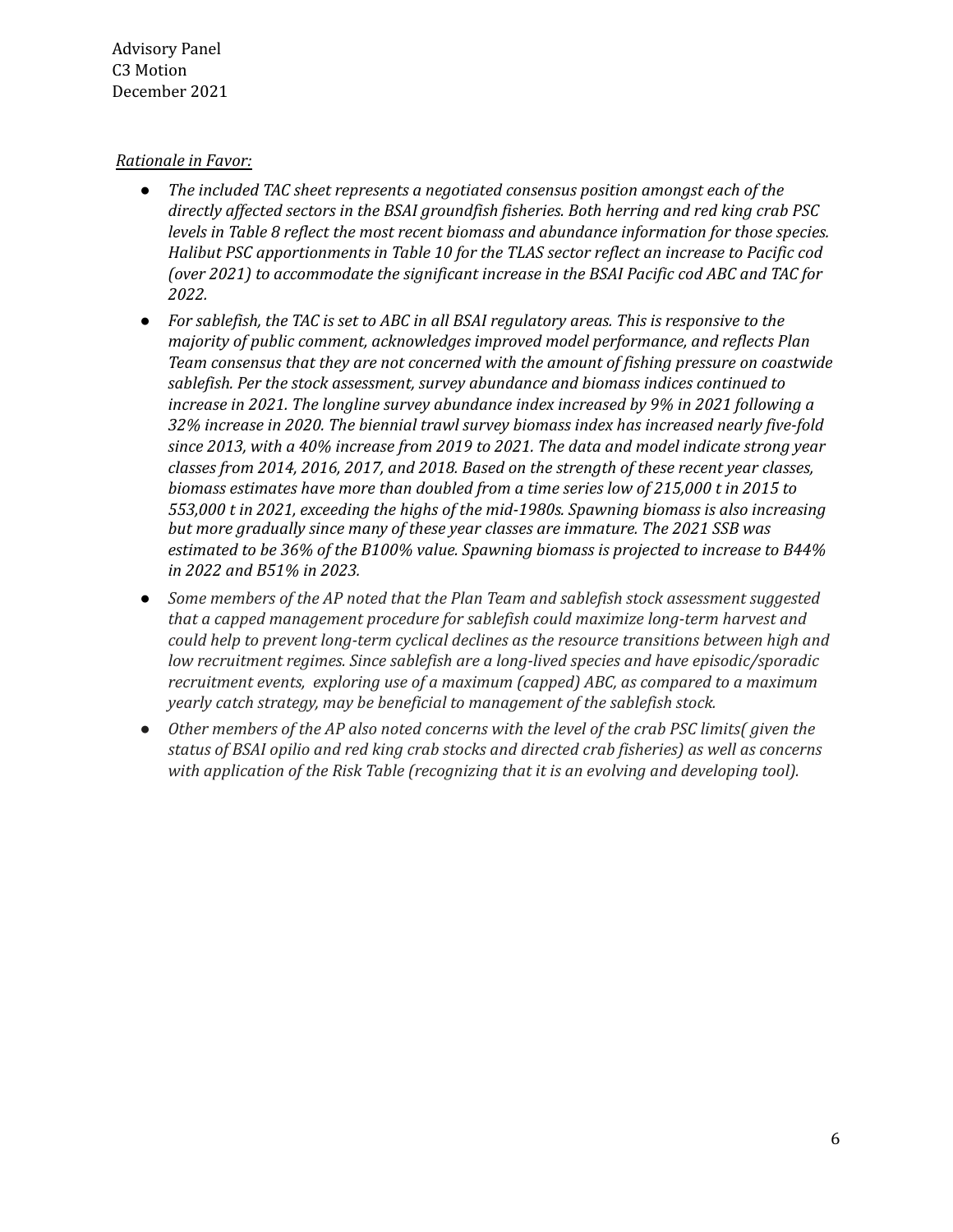*Rationale in Favor:*

- *The included TAC sheet represents a negotiated consensus position amongst each of the directly affected sectors in the BSAI groundfish fisheries. Both herring and red king crab PSC levels in Table 8 reflect the most recent biomass and abundance information for those species. Halibut PSC apportionments in Table 10 for the TLAS sector reflect an increase to Pacific cod (over 2021) to accommodate the significant increase in the BSAI Pacific cod ABC and TAC for 2022.*
- *For sablefish, the TAC is set to ABC in all BSAI regulatory areas. This is responsive to the majority of public comment, acknowledges improved model performance, and reflects Plan Team consensus that they are not concerned with the amount of fishing pressure on coastwide sablefish. Per the stock assessment, survey abundance and biomass indices continued to increase in 2021. The longline survey abundance index increased by 9% in 2021 following a 32% increase in 2020. The biennial trawl survey biomass index has increased nearly five-fold since 2013, with a 40% increase from 2019 to 2021. The data and model indicate strong year classes from 2014, 2016, 2017, and 2018. Based on the strength of these recent year classes, biomass estimates have more than doubled from a time series low of 215,000 t in 2015 to 553,000 t in 2021, exceeding the highs of the mid-1980s. Spawning biomass is also increasing but more gradually since many of these year classes are immature. The 2021 SSB was estimated to be 36% of the B100% value. Spawning biomass is projected to increase to B44% in 2022 and B51% in 2023.*
- *Some members of the AP noted that the Plan Team and sablefish stock assessment suggested that a capped management procedure for sablefish could maximize long-term harvest and could help to prevent long-term cyclical declines as the resource transitions between high and low recruitment regimes. Since sablefish are a long-lived species and have episodic/sporadic recruitment events, exploring use of a maximum (capped) ABC, as compared to a maximum yearly catch strategy, may be beneficial to management of the sablefish stock.*
- *Other members of the AP also noted concerns with the level of the crab PSC limits( given the status of BSAI opilio and red king crab stocks and directed crab fisheries) as well as concerns with application of the Risk Table (recognizing that it is an evolving and developing tool).*